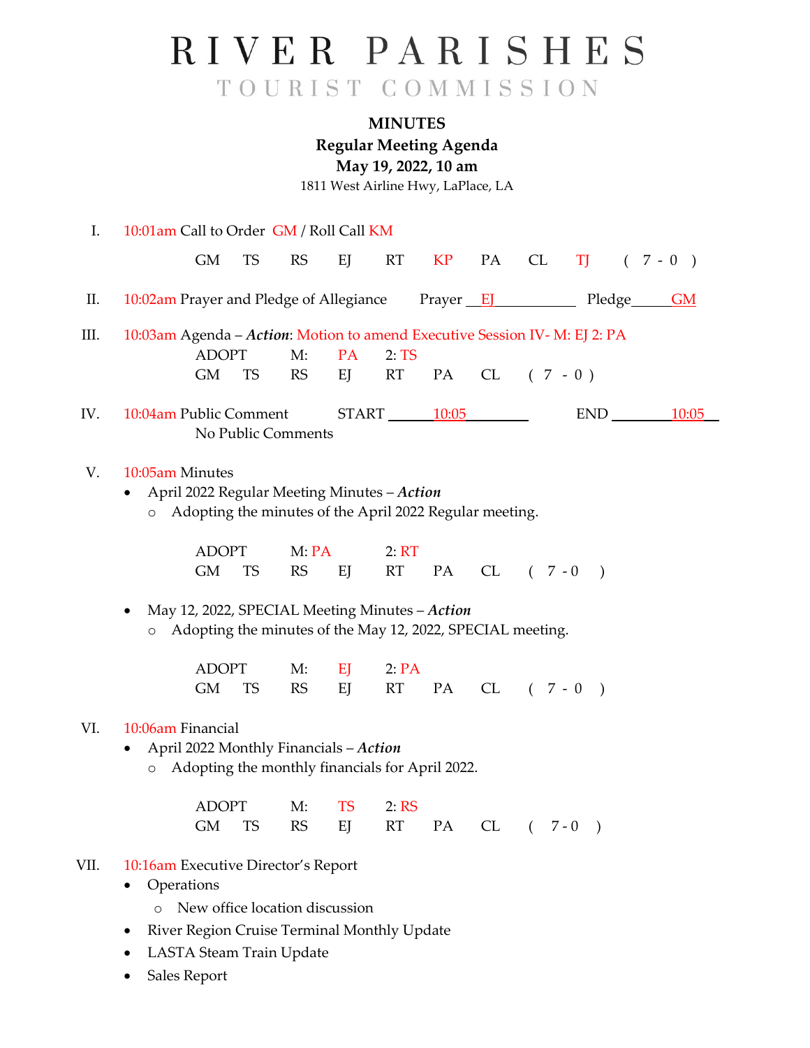# RIVER PARISHES
## TOURIST COMMISSION

**MINUTES**
**Regular Meeting Agenda**
**May 19, 2022, 10 am**
1811 West Airline Hwy, LaPlace, LA

I. 10:01am Call to Order GM / Roll Call KM

GM TS RS EJ RT KP PA CL TJ ( 7 - 0 )

II. 10:02am Prayer and Pledge of Allegiance Prayer EJ Pledge GM

III. 10:03am Agenda – ***Action***: Motion to amend Executive Session IV- M: EJ 2: PA

ADOPT M: PA 2: TS
GM TS RS EJ RT PA CL ( 7 - 0 )

IV. 10:04am Public Comment START 10:05 END 10:05
No Public Comments

V. 10:05am Minutes

- April 2022 Regular Meeting Minutes – ***Action***
  - Adopting the minutes of the April 2022 Regular meeting.

ADOPT M: PA 2: RT
GM TS RS EJ RT PA CL ( 7 - 0 )

- May 12, 2022, SPECIAL Meeting Minutes – ***Action***
  - Adopting the minutes of the May 12, 2022, SPECIAL meeting.

ADOPT M: EJ 2: PA
GM TS RS EJ RT PA CL ( 7 - 0 )

VI. 10:06am Financial

- April 2022 Monthly Financials – ***Action***
  - Adopting the monthly financials for April 2022.

ADOPT M: TS 2: RS
GM TS RS EJ RT PA CL ( 7 - 0 )

VII. 10:16am Executive Director's Report

- Operations
  - New office location discussion
- River Region Cruise Terminal Monthly Update
- LASTA Steam Train Update
- Sales Report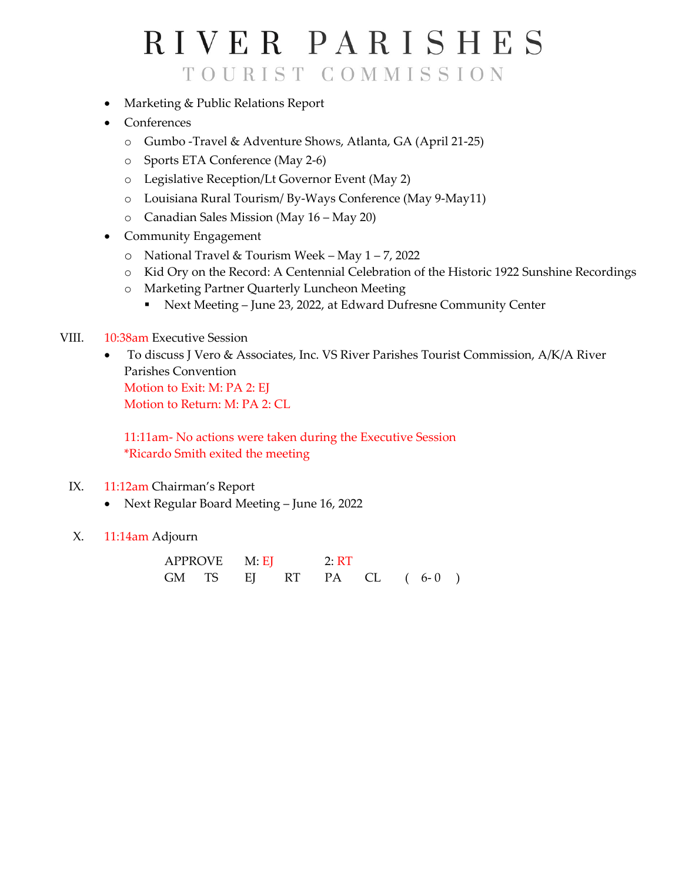# RIVER PARISHES
## TOURIST COMMISSION

- Marketing & Public Relations Report
- Conferences
  - Gumbo -Travel & Adventure Shows, Atlanta, GA (April 21-25)
  - Sports ETA Conference (May 2-6)
  - Legislative Reception/Lt Governor Event (May 2)
  - Louisiana Rural Tourism/ By-Ways Conference (May 9-May11)
  - Canadian Sales Mission (May 16 – May 20)
- Community Engagement
  - National Travel & Tourism Week – May 1 – 7, 2022
  - Kid Ory on the Record: A Centennial Celebration of the Historic 1922 Sunshine Recordings
  - Marketing Partner Quarterly Luncheon Meeting
    - Next Meeting – June 23, 2022, at Edward Dufresne Community Center

VIII. 10:38am Executive Session

- To discuss J Vero & Associates, Inc. VS River Parishes Tourist Commission, A/K/A River Parishes Convention

  Motion to Exit: M: PA 2: EJ
  Motion to Return: M: PA 2: CL

  11:11am- No actions were taken during the Executive Session
  *Ricardo Smith exited the meeting

IX. 11:12am Chairman's Report

- Next Regular Board Meeting – June 16, 2022

X. 11:14am Adjourn

| | | | | | | |
|---|---|---|---|---|---|---|
| APPROVE | | M: EJ | | 2: RT | | |
| GM | TS | EJ | RT | PA | CL | ( 6- 0 ) |